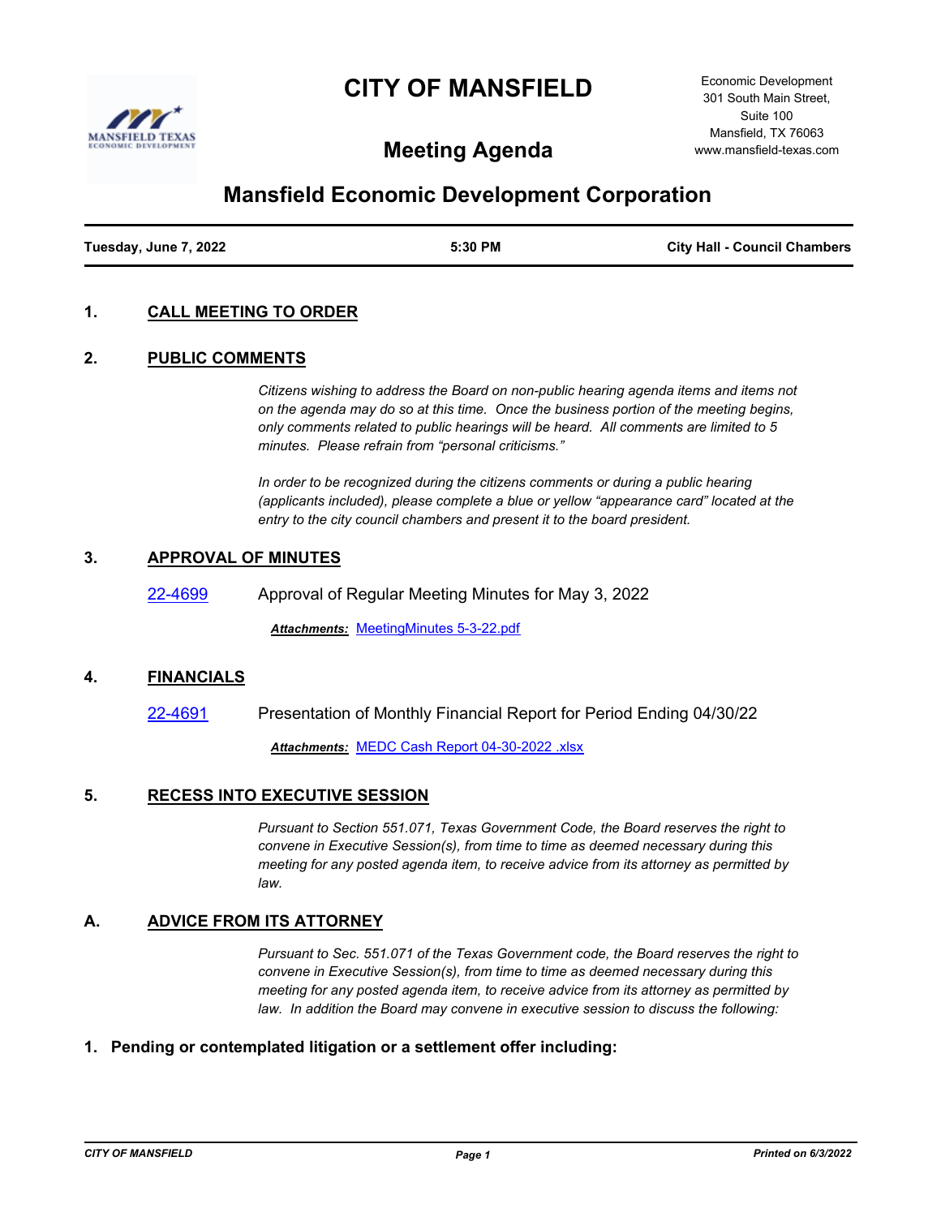# CITY OF MANSFIELD

## Meeting Agenda

Economic Development
301 South Main Street,
Suite 100
Mansfield, TX 76063
www.mansfield-texas.com

## Mansfield Economic Development Corporation

| Tuesday, June 7, 2022 | 5:30 PM | City Hall - Council Chambers |
|---|---|---|

### 1. CALL MEETING TO ORDER

### 2. PUBLIC COMMENTS

*Citizens wishing to address the Board on non-public hearing agenda items and items not on the agenda may do so at this time. Once the business portion of the meeting begins, only comments related to public hearings will be heard. All comments are limited to 5 minutes. Please refrain from "personal criticisms."*

*In order to be recognized during the citizens comments or during a public hearing (applicants included), please complete a blue or yellow "appearance card" located at the entry to the city council chambers and present it to the board president.*

### 3. APPROVAL OF MINUTES

22-4699 Approval of Regular Meeting Minutes for May 3, 2022

***Attachments:*** MeetingMinutes 5-3-22.pdf

### 4. FINANCIALS

22-4691 Presentation of Monthly Financial Report for Period Ending 04/30/22

***Attachments:*** MEDC Cash Report 04-30-2022 .xlsx

### 5. RECESS INTO EXECUTIVE SESSION

*Pursuant to Section 551.071, Texas Government Code, the Board reserves the right to convene in Executive Session(s), from time to time as deemed necessary during this meeting for any posted agenda item, to receive advice from its attorney as permitted by law.*

### A. ADVICE FROM ITS ATTORNEY

*Pursuant to Sec. 551.071 of the Texas Government code, the Board reserves the right to convene in Executive Session(s), from time to time as deemed necessary during this meeting for any posted agenda item, to receive advice from its attorney as permitted by law. In addition the Board may convene in executive session to discuss the following:*

**1. Pending or contemplated litigation or a settlement offer including:**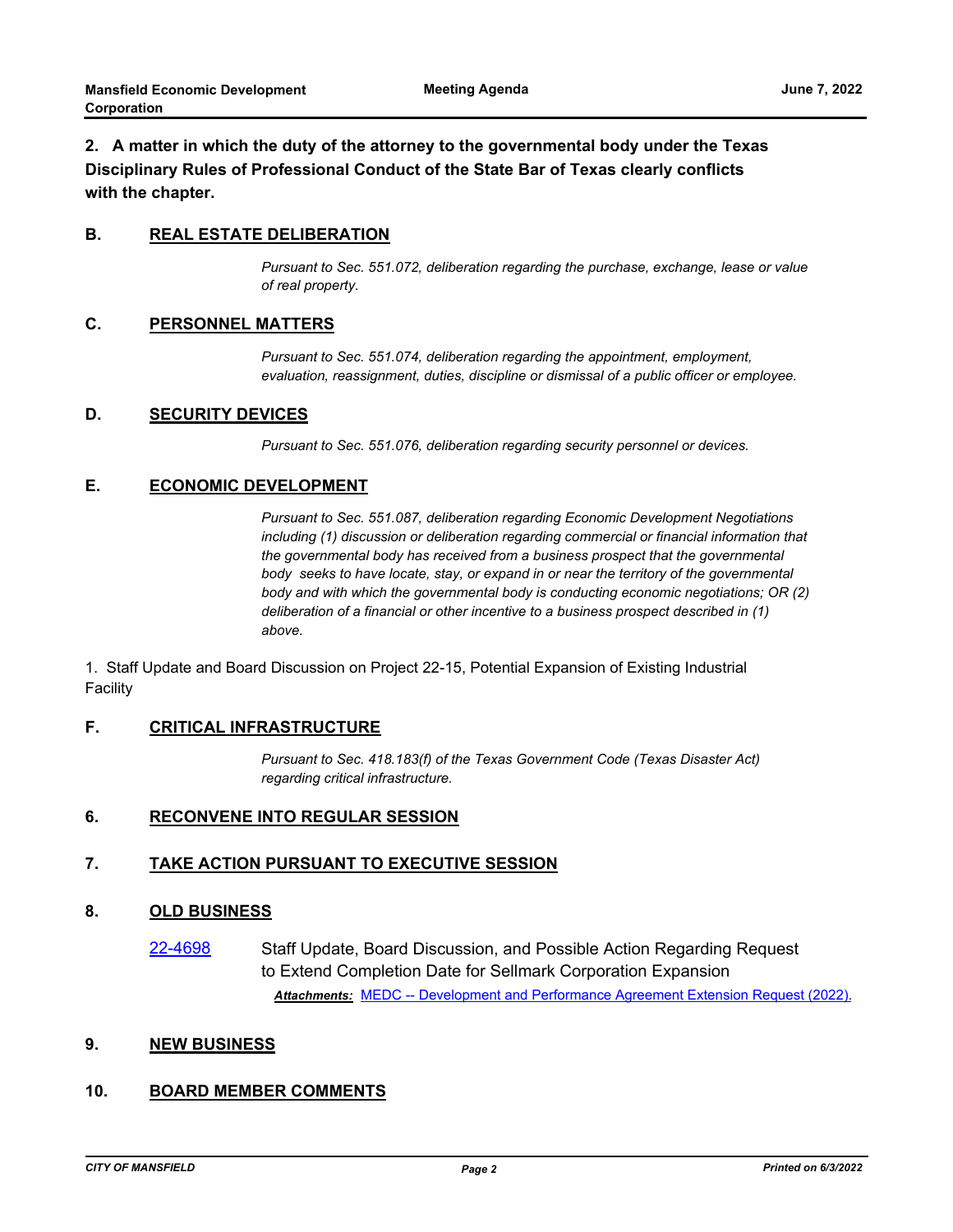**2. A matter in which the duty of the attorney to the governmental body under the Texas Disciplinary Rules of Professional Conduct of the State Bar of Texas clearly conflicts with the chapter.**

## B. REAL ESTATE DELIBERATION

*Pursuant to Sec. 551.072, deliberation regarding the purchase, exchange, lease or value of real property.*

## C. PERSONNEL MATTERS

*Pursuant to Sec. 551.074, deliberation regarding the appointment, employment, evaluation, reassignment, duties, discipline or dismissal of a public officer or employee.*

## D. SECURITY DEVICES

*Pursuant to Sec. 551.076, deliberation regarding security personnel or devices.*

## E. ECONOMIC DEVELOPMENT

*Pursuant to Sec. 551.087, deliberation regarding Economic Development Negotiations including (1) discussion or deliberation regarding commercial or financial information that the governmental body has received from a business prospect that the governmental body seeks to have locate, stay, or expand in or near the territory of the governmental body and with which the governmental body is conducting economic negotiations; OR (2) deliberation of a financial or other incentive to a business prospect described in (1) above.*

1. Staff Update and Board Discussion on Project 22-15, Potential Expansion of Existing Industrial Facility

## F. CRITICAL INFRASTRUCTURE

*Pursuant to Sec. 418.183(f) of the Texas Government Code (Texas Disaster Act) regarding critical infrastructure.*

## 6. RECONVENE INTO REGULAR SESSION

## 7. TAKE ACTION PURSUANT TO EXECUTIVE SESSION

## 8. OLD BUSINESS

22-4698 Staff Update, Board Discussion, and Possible Action Regarding Request to Extend Completion Date for Sellmark Corporation Expansion

***Attachments:*** MEDC -- Development and Performance Agreement Extension Request (2022).

## 9. NEW BUSINESS

## 10. BOARD MEMBER COMMENTS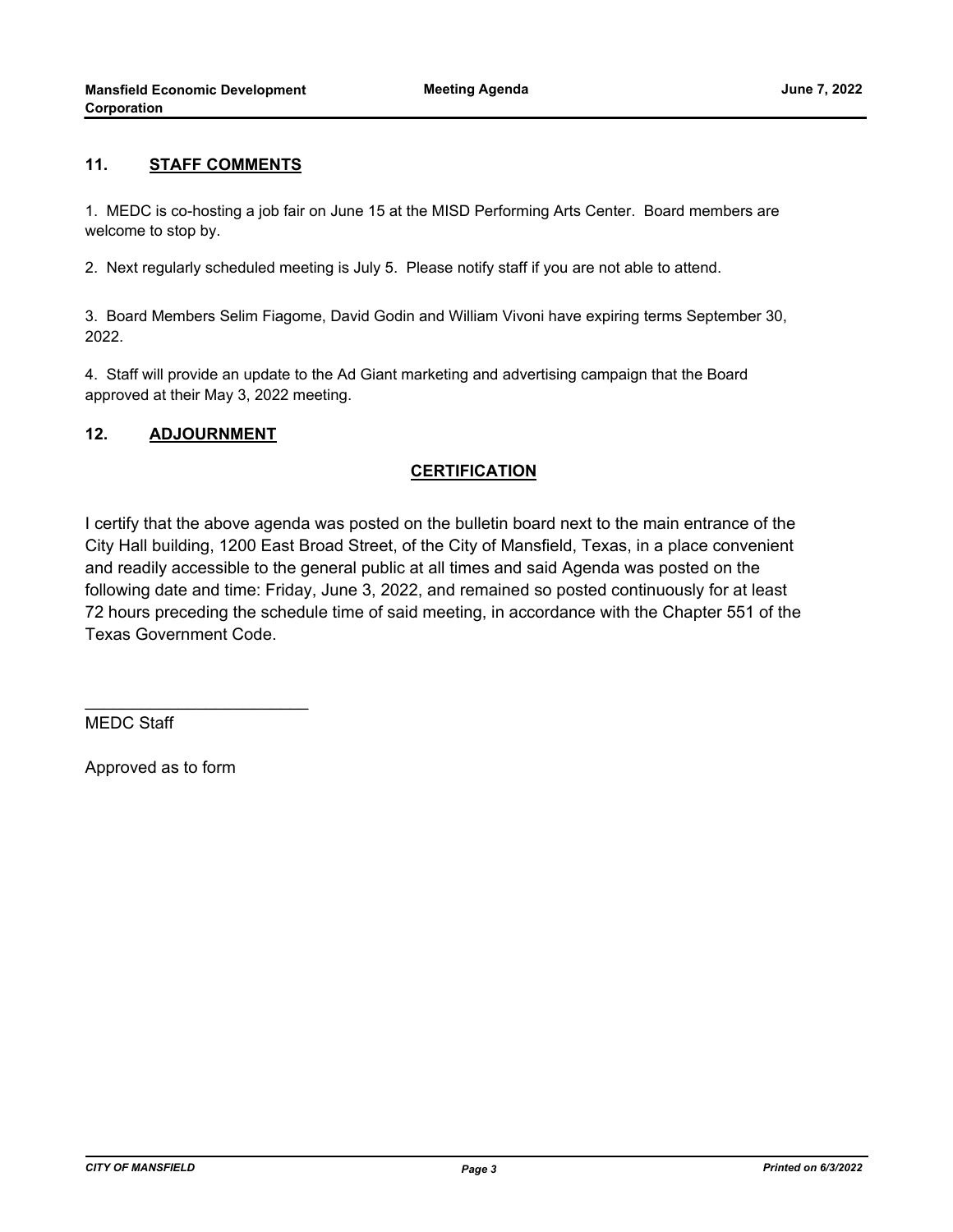## 11. STAFF COMMENTS

1. MEDC is co-hosting a job fair on June 15 at the MISD Performing Arts Center. Board members are welcome to stop by.

2. Next regularly scheduled meeting is July 5. Please notify staff if you are not able to attend.

3. Board Members Selim Fiagome, David Godin and William Vivoni have expiring terms September 30, 2022.

4. Staff will provide an update to the Ad Giant marketing and advertising campaign that the Board approved at their May 3, 2022 meeting.

## 12. ADJOURNMENT

### CERTIFICATION

I certify that the above agenda was posted on the bulletin board next to the main entrance of the City Hall building, 1200 East Broad Street, of the City of Mansfield, Texas, in a place convenient and readily accessible to the general public at all times and said Agenda was posted on the following date and time: Friday, June 3, 2022, and remained so posted continuously for at least 72 hours preceding the schedule time of said meeting, in accordance with the Chapter 551 of the Texas Government Code.

\_\_\_\_\_\_\_\_\_\_\_\_\_\_\_\_\_\_\_\_\_\_\_\_

MEDC Staff

Approved as to form